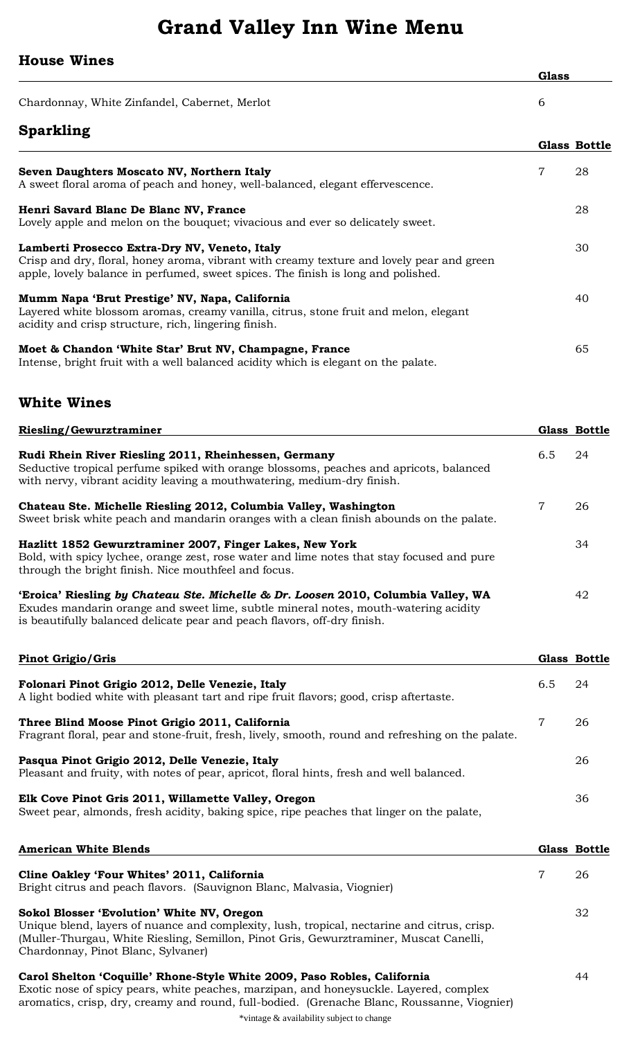# Grand Valley Inn Wine Menu

## House Wines

| | Glass |
|---|---|
| Chardonnay, White Zinfandel, Cabernet, Merlot | 6 |

## Sparkling

| | Glass | Bottle |
|---|---|---|
| **Seven Daughters Moscato NV, Northern Italy**<br>A sweet floral aroma of peach and honey, well-balanced, elegant effervescence. | 7 | 28 |
| **Henri Savard Blanc De Blanc NV, France**<br>Lovely apple and melon on the bouquet; vivacious and ever so delicately sweet. | | 28 |
| **Lamberti Prosecco Extra-Dry NV, Veneto, Italy**<br>Crisp and dry, floral, honey aroma, vibrant with creamy texture and lovely pear and green apple, lovely balance in perfumed, sweet spices. The finish is long and polished. | | 30 |
| **Mumm Napa 'Brut Prestige' NV, Napa, California**<br>Layered white blossom aromas, creamy vanilla, citrus, stone fruit and melon, elegant acidity and crisp structure, rich, lingering finish. | | 40 |
| **Moet & Chandon 'White Star' Brut NV, Champagne, France**<br>Intense, bright fruit with a well balanced acidity which is elegant on the palate. | | 65 |

## White Wines

### Riesling/Gewurztraminer

| | Glass | Bottle |
|---|---|---|
| **Rudi Rhein River Riesling 2011, Rheinhessen, Germany**<br>Seductive tropical perfume spiked with orange blossoms, peaches and apricots, balanced with nervy, vibrant acidity leaving a mouthwatering, medium-dry finish. | 6.5 | 24 |
| **Chateau Ste. Michelle Riesling 2012, Columbia Valley, Washington**<br>Sweet brisk white peach and mandarin oranges with a clean finish abounds on the palate. | 7 | 26 |
| **Hazlitt 1852 Gewurztraminer 2007, Finger Lakes, New York**<br>Bold, with spicy lychee, orange zest, rose water and lime notes that stay focused and pure through the bright finish. Nice mouthfeel and focus. | | 34 |
| **'Eroica' Riesling *by Chateau Ste. Michelle & Dr. Loosen* 2010, Columbia Valley, WA**<br>Exudes mandarin orange and sweet lime, subtle mineral notes, mouth-watering acidity is beautifully balanced delicate pear and peach flavors, off-dry finish. | | 42 |

### Pinot Grigio/Gris

| | Glass | Bottle |
|---|---|---|
| **Folonari Pinot Grigio 2012, Delle Venezie, Italy**<br>A light bodied white with pleasant tart and ripe fruit flavors; good, crisp aftertaste. | 6.5 | 24 |
| **Three Blind Moose Pinot Grigio 2011, California**<br>Fragrant floral, pear and stone-fruit, fresh, lively, smooth, round and refreshing on the palate. | 7 | 26 |
| **Pasqua Pinot Grigio 2012, Delle Venezie, Italy**<br>Pleasant and fruity, with notes of pear, apricot, floral hints, fresh and well balanced. | | 26 |
| **Elk Cove Pinot Gris 2011, Willamette Valley, Oregon**<br>Sweet pear, almonds, fresh acidity, baking spice, ripe peaches that linger on the palate, | | 36 |

### American White Blends

| | Glass | Bottle |
|---|---|---|
| **Cline Oakley 'Four Whites' 2011, California**<br>Bright citrus and peach flavors. (Sauvignon Blanc, Malvasia, Viognier) | 7 | 26 |
| **Sokol Blosser 'Evolution' White NV, Oregon**<br>Unique blend, layers of nuance and complexity, lush, tropical, nectarine and citrus, crisp. (Muller-Thurgau, White Riesling, Semillon, Pinot Gris, Gewurztraminer, Muscat Canelli, Chardonnay, Pinot Blanc, Sylvaner) | | 32 |
| **Carol Shelton 'Coquille' Rhone-Style White 2009, Paso Robles, California**<br>Exotic nose of spicy pears, white peaches, marzipan, and honeysuckle. Layered, complex aromatics, crisp, dry, creamy and round, full-bodied. (Grenache Blanc, Roussanne, Viognier) | | 44 |

*vintage & availability subject to change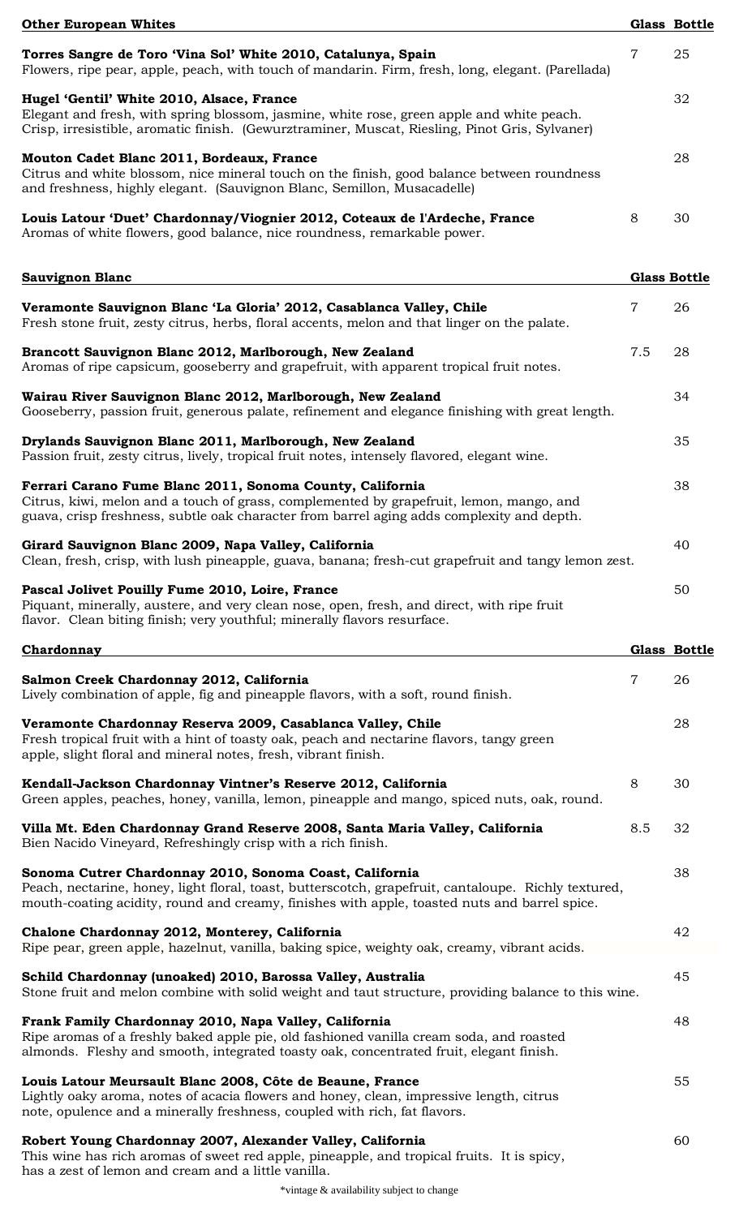## Other European Whites

| | Glass | Bottle |
|---|---|---|
| **Torres Sangre de Toro 'Vina Sol' White 2010, Catalunya, Spain**<br>Flowers, ripe pear, apple, peach, with touch of mandarin. Firm, fresh, long, elegant. (Parellada) | 7 | 25 |
| **Hugel 'Gentil' White 2010, Alsace, France**<br>Elegant and fresh, with spring blossom, jasmine, white rose, green apple and white peach. Crisp, irresistible, aromatic finish. (Gewurztraminer, Muscat, Riesling, Pinot Gris, Sylvaner) | | 32 |
| **Mouton Cadet Blanc 2011, Bordeaux, France**<br>Citrus and white blossom, nice mineral touch on the finish, good balance between roundness and freshness, highly elegant. (Sauvignon Blanc, Semillon, Musacadelle) | | 28 |
| **Louis Latour 'Duet' Chardonnay/Viognier 2012, Coteaux de l'Ardeche, France**<br>Aromas of white flowers, good balance, nice roundness, remarkable power. | 8 | 30 |

## Sauvignon Blanc

| | Glass | Bottle |
|---|---|---|
| **Veramonte Sauvignon Blanc 'La Gloria' 2012, Casablanca Valley, Chile**<br>Fresh stone fruit, zesty citrus, herbs, floral accents, melon and that linger on the palate. | 7 | 26 |
| **Brancott Sauvignon Blanc 2012, Marlborough, New Zealand**<br>Aromas of ripe capsicum, gooseberry and grapefruit, with apparent tropical fruit notes. | 7.5 | 28 |
| **Wairau River Sauvignon Blanc 2012, Marlborough, New Zealand**<br>Gooseberry, passion fruit, generous palate, refinement and elegance finishing with great length. | | 34 |
| **Drylands Sauvignon Blanc 2011, Marlborough, New Zealand**<br>Passion fruit, zesty citrus, lively, tropical fruit notes, intensely flavored, elegant wine. | | 35 |
| **Ferrari Carano Fume Blanc 2011, Sonoma County, California**<br>Citrus, kiwi, melon and a touch of grass, complemented by grapefruit, lemon, mango, and guava, crisp freshness, subtle oak character from barrel aging adds complexity and depth. | | 38 |
| **Girard Sauvignon Blanc 2009, Napa Valley, California**<br>Clean, fresh, crisp, with lush pineapple, guava, banana; fresh-cut grapefruit and tangy lemon zest. | | 40 |
| **Pascal Jolivet Pouilly Fume 2010, Loire, France**<br>Piquant, minerally, austere, and very clean nose, open, fresh, and direct, with ripe fruit flavor. Clean biting finish; very youthful; minerally flavors resurface. | | 50 |

## Chardonnay

| | Glass | Bottle |
|---|---|---|
| **Salmon Creek Chardonnay 2012, California**<br>Lively combination of apple, fig and pineapple flavors, with a soft, round finish. | 7 | 26 |
| **Veramonte Chardonnay Reserva 2009, Casablanca Valley, Chile**<br>Fresh tropical fruit with a hint of toasty oak, peach and nectarine flavors, tangy green apple, slight floral and mineral notes, fresh, vibrant finish. | | 28 |
| **Kendall-Jackson Chardonnay Vintner's Reserve 2012, California**<br>Green apples, peaches, honey, vanilla, lemon, pineapple and mango, spiced nuts, oak, round. | 8 | 30 |
| **Villa Mt. Eden Chardonnay Grand Reserve 2008, Santa Maria Valley, California**<br>Bien Nacido Vineyard, Refreshingly crisp with a rich finish. | 8.5 | 32 |
| **Sonoma Cutrer Chardonnay 2010, Sonoma Coast, California**<br>Peach, nectarine, honey, light floral, toast, butterscotch, grapefruit, cantaloupe. Richly textured, mouth-coating acidity, round and creamy, finishes with apple, toasted nuts and barrel spice. | | 38 |
| **Chalone Chardonnay 2012, Monterey, California**<br>Ripe pear, green apple, hazelnut, vanilla, baking spice, weighty oak, creamy, vibrant acids. | | 42 |
| **Schild Chardonnay (unoaked) 2010, Barossa Valley, Australia**<br>Stone fruit and melon combine with solid weight and taut structure, providing balance to this wine. | | 45 |
| **Frank Family Chardonnay 2010, Napa Valley, California**<br>Ripe aromas of a freshly baked apple pie, old fashioned vanilla cream soda, and roasted almonds. Fleshy and smooth, integrated toasty oak, concentrated fruit, elegant finish. | | 48 |
| **Louis Latour Meursault Blanc 2008, Côte de Beaune, France**<br>Lightly oaky aroma, notes of acacia flowers and honey, clean, impressive length, citrus note, opulence and a minerally freshness, coupled with rich, fat flavors. | | 55 |
| **Robert Young Chardonnay 2007, Alexander Valley, California**<br>This wine has rich aromas of sweet red apple, pineapple, and tropical fruits. It is spicy, has a zest of lemon and cream and a little vanilla. | | 60 |

*vintage & availability subject to change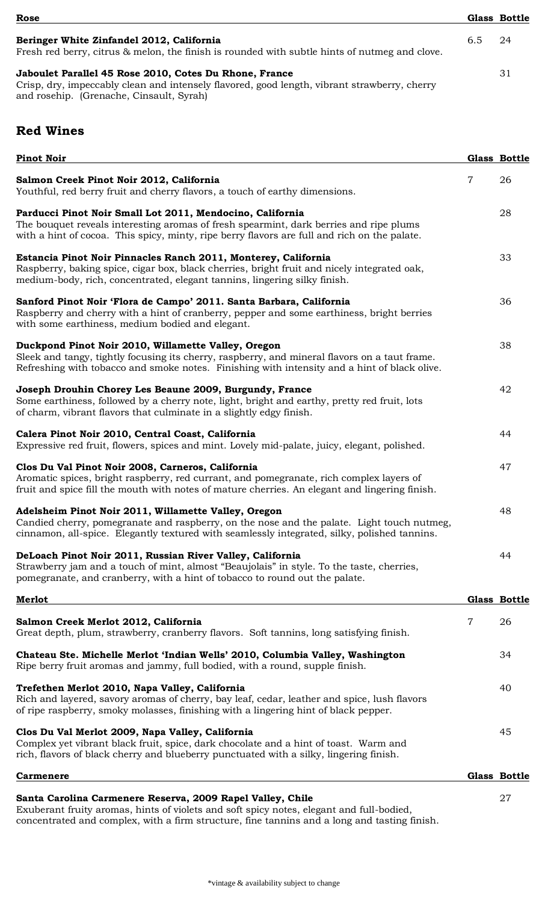| Rose | Glass | Bottle |
|---|---|---|
| **Beringer White Zinfandel 2012, California**<br>Fresh red berry, citrus & melon, the finish is rounded with subtle hints of nutmeg and clove. | 6.5 | 24 |
| **Jaboulet Parallel 45 Rose 2010, Cotes Du Rhone, France**<br>Crisp, dry, impeccably clean and intensely flavored, good length, vibrant strawberry, cherry and rosehip. (Grenache, Cinsault, Syrah) | | 31 |

## Red Wines

| Pinot Noir | Glass | Bottle |
|---|---|---|
| **Salmon Creek Pinot Noir 2012, California**<br>Youthful, red berry fruit and cherry flavors, a touch of earthy dimensions. | 7 | 26 |
| **Parducci Pinot Noir Small Lot 2011, Mendocino, California**<br>The bouquet reveals interesting aromas of fresh spearmint, dark berries and ripe plums with a hint of cocoa. This spicy, minty, ripe berry flavors are full and rich on the palate. | | 28 |
| **Estancia Pinot Noir Pinnacles Ranch 2011, Monterey, California**<br>Raspberry, baking spice, cigar box, black cherries, bright fruit and nicely integrated oak, medium-body, rich, concentrated, elegant tannins, lingering silky finish. | | 33 |
| **Sanford Pinot Noir 'Flora de Campo' 2011. Santa Barbara, California**<br>Raspberry and cherry with a hint of cranberry, pepper and some earthiness, bright berries with some earthiness, medium bodied and elegant. | | 36 |
| **Duckpond Pinot Noir 2010, Willamette Valley, Oregon**<br>Sleek and tangy, tightly focusing its cherry, raspberry, and mineral flavors on a taut frame. Refreshing with tobacco and smoke notes. Finishing with intensity and a hint of black olive. | | 38 |
| **Joseph Drouhin Chorey Les Beaune 2009, Burgundy, France**<br>Some earthiness, followed by a cherry note, light, bright and earthy, pretty red fruit, lots of charm, vibrant flavors that culminate in a slightly edgy finish. | | 42 |
| **Calera Pinot Noir 2010, Central Coast, California**<br>Expressive red fruit, flowers, spices and mint. Lovely mid-palate, juicy, elegant, polished. | | 44 |
| **Clos Du Val Pinot Noir 2008, Carneros, California**<br>Aromatic spices, bright raspberry, red currant, and pomegranate, rich complex layers of fruit and spice fill the mouth with notes of mature cherries. An elegant and lingering finish. | | 47 |
| **Adelsheim Pinot Noir 2011, Willamette Valley, Oregon**<br>Candied cherry, pomegranate and raspberry, on the nose and the palate. Light touch nutmeg, cinnamon, all-spice. Elegantly textured with seamlessly integrated, silky, polished tannins. | | 48 |
| **DeLoach Pinot Noir 2011, Russian River Valley, California**<br>Strawberry jam and a touch of mint, almost "Beaujolais" in style. To the taste, cherries, pomegranate, and cranberry, with a hint of tobacco to round out the palate. | | 44 |

| Merlot | Glass | Bottle |
|---|---|---|
| **Salmon Creek Merlot 2012, California**<br>Great depth, plum, strawberry, cranberry flavors. Soft tannins, long satisfying finish. | 7 | 26 |
| **Chateau Ste. Michelle Merlot 'Indian Wells' 2010, Columbia Valley, Washington**<br>Ripe berry fruit aromas and jammy, full bodied, with a round, supple finish. | | 34 |
| **Trefethen Merlot 2010, Napa Valley, California**<br>Rich and layered, savory aromas of cherry, bay leaf, cedar, leather and spice, lush flavors of ripe raspberry, smoky molasses, finishing with a lingering hint of black pepper. | | 40 |
| **Clos Du Val Merlot 2009, Napa Valley, California**<br>Complex yet vibrant black fruit, spice, dark chocolate and a hint of toast. Warm and rich, flavors of black cherry and blueberry punctuated with a silky, lingering finish. | | 45 |

| Carmenere | Glass | Bottle |
|---|---|---|
| **Santa Carolina Carmenere Reserva, 2009 Rapel Valley, Chile**<br>Exuberant fruity aromas, hints of violets and soft spicy notes, elegant and full-bodied, concentrated and complex, with a firm structure, fine tannins and a long and tasting finish. | | 27 |

*vintage & availability subject to change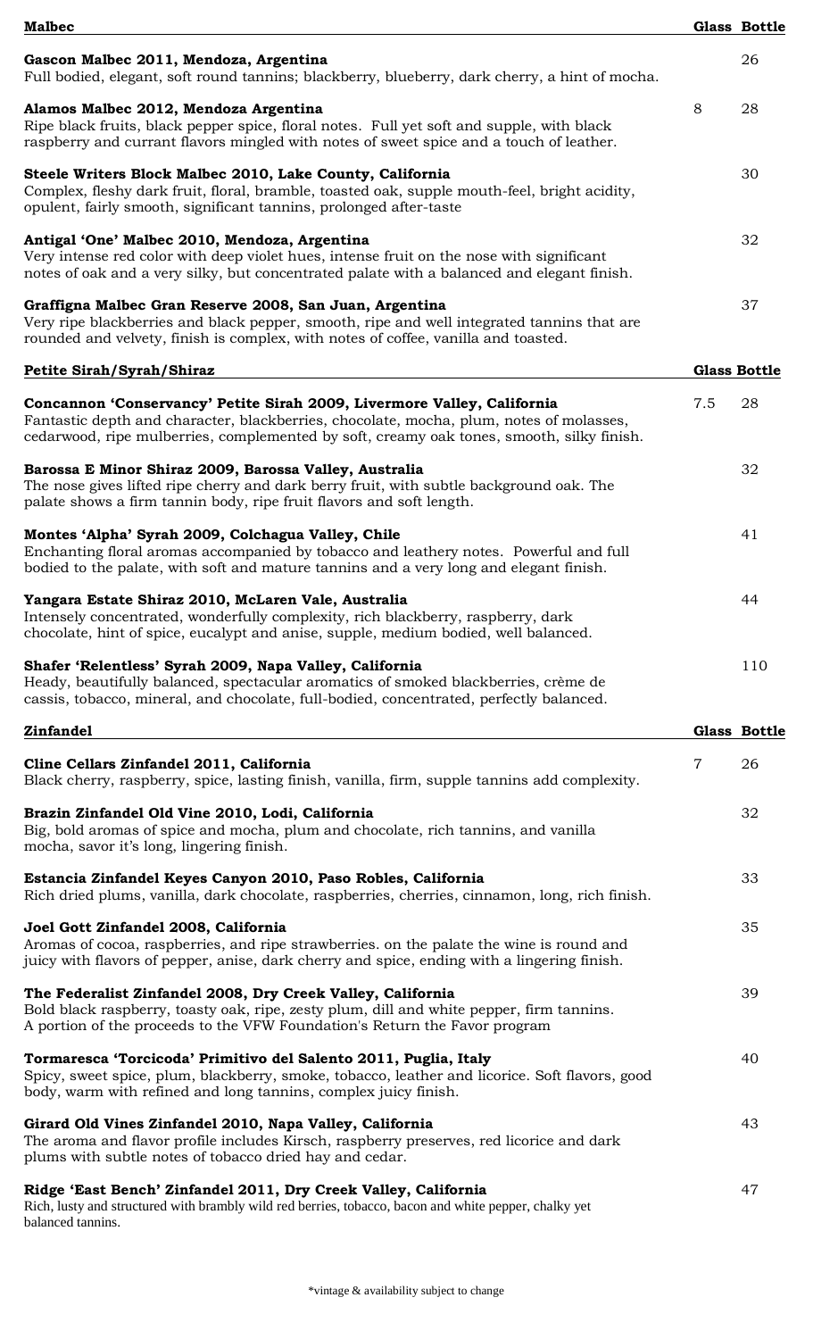| Malbec | Glass | Bottle |
|---|---|---|
| **Gascon Malbec 2011, Mendoza, Argentina**<br>Full bodied, elegant, soft round tannins; blackberry, blueberry, dark cherry, a hint of mocha. | | 26 |
| **Alamos Malbec 2012, Mendoza Argentina**<br>Ripe black fruits, black pepper spice, floral notes. Full yet soft and supple, with black raspberry and currant flavors mingled with notes of sweet spice and a touch of leather. | 8 | 28 |
| **Steele Writers Block Malbec 2010, Lake County, California**<br>Complex, fleshy dark fruit, floral, bramble, toasted oak, supple mouth-feel, bright acidity, opulent, fairly smooth, significant tannins, prolonged after-taste | | 30 |
| **Antigal 'One' Malbec 2010, Mendoza, Argentina**<br>Very intense red color with deep violet hues, intense fruit on the nose with significant notes of oak and a very silky, but concentrated palate with a balanced and elegant finish. | | 32 |
| **Graffigna Malbec Gran Reserve 2008, San Juan, Argentina**<br>Very ripe blackberries and black pepper, smooth, ripe and well integrated tannins that are rounded and velvety, finish is complex, with notes of coffee, vanilla and toasted. | | 37 |

| Petite Sirah/Syrah/Shiraz | Glass | Bottle |
|---|---|---|
| **Concannon 'Conservancy' Petite Sirah 2009, Livermore Valley, California**<br>Fantastic depth and character, blackberries, chocolate, mocha, plum, notes of molasses, cedarwood, ripe mulberries, complemented by soft, creamy oak tones, smooth, silky finish. | 7.5 | 28 |
| **Barossa E Minor Shiraz 2009, Barossa Valley, Australia**<br>The nose gives lifted ripe cherry and dark berry fruit, with subtle background oak. The palate shows a firm tannin body, ripe fruit flavors and soft length. | | 32 |
| **Montes 'Alpha' Syrah 2009, Colchagua Valley, Chile**<br>Enchanting floral aromas accompanied by tobacco and leathery notes. Powerful and full bodied to the palate, with soft and mature tannins and a very long and elegant finish. | | 41 |
| **Yangara Estate Shiraz 2010, McLaren Vale, Australia**<br>Intensely concentrated, wonderfully complexity, rich blackberry, raspberry, dark chocolate, hint of spice, eucalypt and anise, supple, medium bodied, well balanced. | | 44 |
| **Shafer 'Relentless' Syrah 2009, Napa Valley, California**<br>Heady, beautifully balanced, spectacular aromatics of smoked blackberries, crème de cassis, tobacco, mineral, and chocolate, full-bodied, concentrated, perfectly balanced. | | 110 |

| Zinfandel | Glass | Bottle |
|---|---|---|
| **Cline Cellars Zinfandel 2011, California**<br>Black cherry, raspberry, spice, lasting finish, vanilla, firm, supple tannins add complexity. | 7 | 26 |
| **Brazin Zinfandel Old Vine 2010, Lodi, California**<br>Big, bold aromas of spice and mocha, plum and chocolate, rich tannins, and vanilla mocha, savor it's long, lingering finish. | | 32 |
| **Estancia Zinfandel Keyes Canyon 2010, Paso Robles, California**<br>Rich dried plums, vanilla, dark chocolate, raspberries, cherries, cinnamon, long, rich finish. | | 33 |
| **Joel Gott Zinfandel 2008, California**<br>Aromas of cocoa, raspberries, and ripe strawberries. on the palate the wine is round and juicy with flavors of pepper, anise, dark cherry and spice, ending with a lingering finish. | | 35 |
| **The Federalist Zinfandel 2008, Dry Creek Valley, California**<br>Bold black raspberry, toasty oak, ripe, zesty plum, dill and white pepper, firm tannins. A portion of the proceeds to the VFW Foundation's Return the Favor program | | 39 |
| **Tormaresca 'Torcicoda' Primitivo del Salento 2011, Puglia, Italy**<br>Spicy, sweet spice, plum, blackberry, smoke, tobacco, leather and licorice. Soft flavors, good body, warm with refined and long tannins, complex juicy finish. | | 40 |
| **Girard Old Vines Zinfandel 2010, Napa Valley, California**<br>The aroma and flavor profile includes Kirsch, raspberry preserves, red licorice and dark plums with subtle notes of tobacco dried hay and cedar. | | 43 |
| **Ridge 'East Bench' Zinfandel 2011, Dry Creek Valley, California**<br>Rich, lusty and structured with brambly wild red berries, tobacco, bacon and white pepper, chalky yet balanced tannins. | | 47 |

*vintage & availability subject to change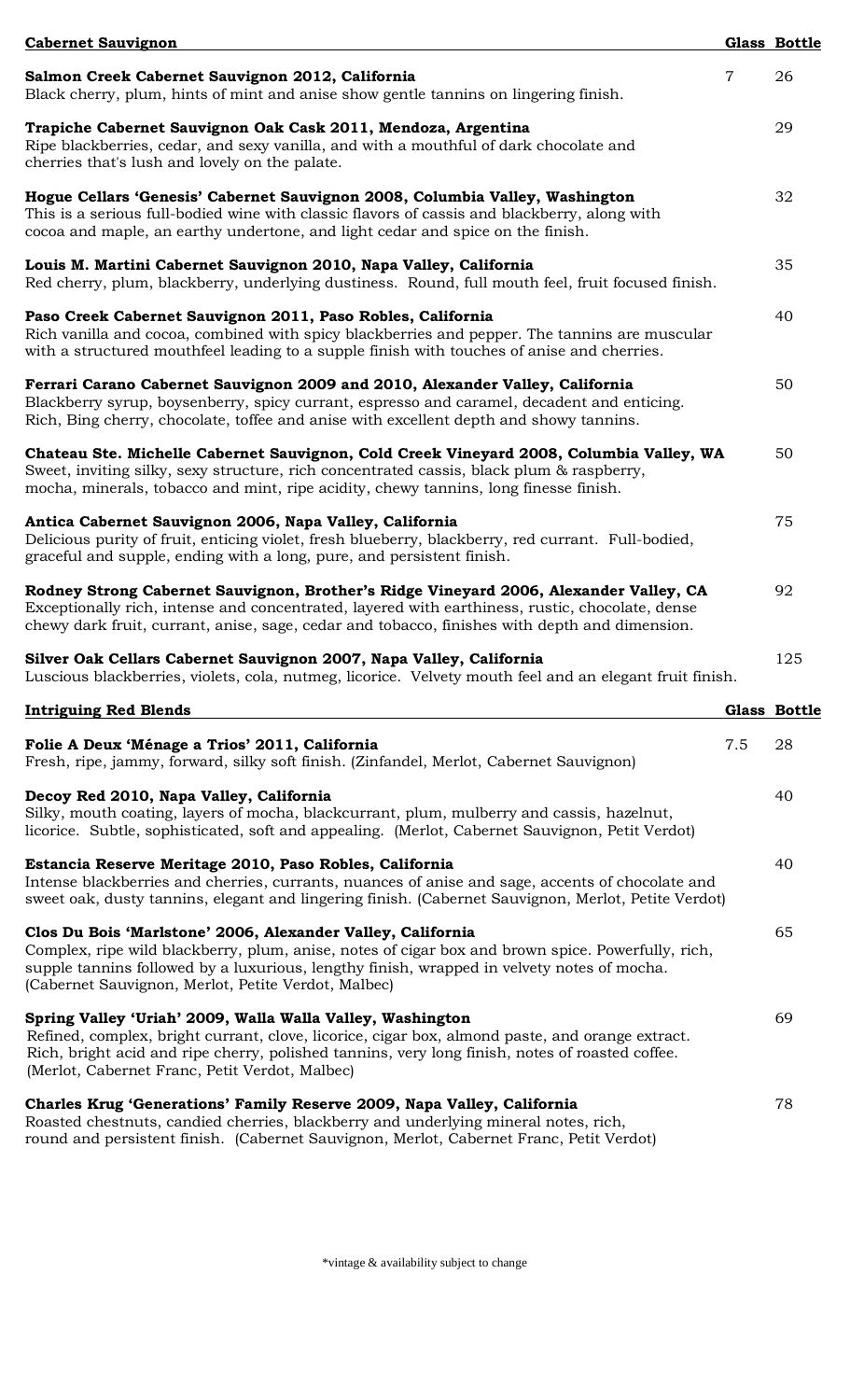## Cabernet Sauvignon

| Wine | Glass | Bottle |
|---|---|---|
| **Salmon Creek Cabernet Sauvignon 2012, California**<br>Black cherry, plum, hints of mint and anise show gentle tannins on lingering finish. | 7 | 26 |
| **Trapiche Cabernet Sauvignon Oak Cask 2011, Mendoza, Argentina**<br>Ripe blackberries, cedar, and sexy vanilla, and with a mouthful of dark chocolate and cherries that's lush and lovely on the palate. | | 29 |
| **Hogue Cellars 'Genesis' Cabernet Sauvignon 2008, Columbia Valley, Washington**<br>This is a serious full-bodied wine with classic flavors of cassis and blackberry, along with cocoa and maple, an earthy undertone, and light cedar and spice on the finish. | | 32 |
| **Louis M. Martini Cabernet Sauvignon 2010, Napa Valley, California**<br>Red cherry, plum, blackberry, underlying dustiness. Round, full mouth feel, fruit focused finish. | | 35 |
| **Paso Creek Cabernet Sauvignon 2011, Paso Robles, California**<br>Rich vanilla and cocoa, combined with spicy blackberries and pepper. The tannins are muscular with a structured mouthfeel leading to a supple finish with touches of anise and cherries. | | 40 |
| **Ferrari Carano Cabernet Sauvignon 2009 and 2010, Alexander Valley, California**<br>Blackberry syrup, boysenberry, spicy currant, espresso and caramel, decadent and enticing. Rich, Bing cherry, chocolate, toffee and anise with excellent depth and showy tannins. | | 50 |
| **Chateau Ste. Michelle Cabernet Sauvignon, Cold Creek Vineyard 2008, Columbia Valley, WA**<br>Sweet, inviting silky, sexy structure, rich concentrated cassis, black plum & raspberry, mocha, minerals, tobacco and mint, ripe acidity, chewy tannins, long finesse finish. | | 50 |
| **Antica Cabernet Sauvignon 2006, Napa Valley, California**<br>Delicious purity of fruit, enticing violet, fresh blueberry, blackberry, red currant. Full-bodied, graceful and supple, ending with a long, pure, and persistent finish. | | 75 |
| **Rodney Strong Cabernet Sauvignon, Brother's Ridge Vineyard 2006, Alexander Valley, CA**<br>Exceptionally rich, intense and concentrated, layered with earthiness, rustic, chocolate, dense chewy dark fruit, currant, anise, sage, cedar and tobacco, finishes with depth and dimension. | | 92 |
| **Silver Oak Cellars Cabernet Sauvignon 2007, Napa Valley, California**<br>Luscious blackberries, violets, cola, nutmeg, licorice. Velvety mouth feel and an elegant fruit finish. | | 125 |

## Intriguing Red Blends

| Wine | Glass | Bottle |
|---|---|---|
| **Folie A Deux 'Ménage a Trios' 2011, California**<br>Fresh, ripe, jammy, forward, silky soft finish. (Zinfandel, Merlot, Cabernet Sauvignon) | 7.5 | 28 |
| **Decoy Red 2010, Napa Valley, California**<br>Silky, mouth coating, layers of mocha, blackcurrant, plum, mulberry and cassis, hazelnut, licorice. Subtle, sophisticated, soft and appealing. (Merlot, Cabernet Sauvignon, Petit Verdot) | | 40 |
| **Estancia Reserve Meritage 2010, Paso Robles, California**<br>Intense blackberries and cherries, currants, nuances of anise and sage, accents of chocolate and sweet oak, dusty tannins, elegant and lingering finish. (Cabernet Sauvignon, Merlot, Petite Verdot) | | 40 |
| **Clos Du Bois 'Marlstone' 2006, Alexander Valley, California**<br>Complex, ripe wild blackberry, plum, anise, notes of cigar box and brown spice. Powerfully, rich, supple tannins followed by a luxurious, lengthy finish, wrapped in velvety notes of mocha. (Cabernet Sauvignon, Merlot, Petite Verdot, Malbec) | | 65 |
| **Spring Valley 'Uriah' 2009, Walla Walla Valley, Washington**<br>Refined, complex, bright currant, clove, licorice, cigar box, almond paste, and orange extract. Rich, bright acid and ripe cherry, polished tannins, very long finish, notes of roasted coffee. (Merlot, Cabernet Franc, Petit Verdot, Malbec) | | 69 |
| **Charles Krug 'Generations' Family Reserve 2009, Napa Valley, California**<br>Roasted chestnuts, candied cherries, blackberry and underlying mineral notes, rich, round and persistent finish. (Cabernet Sauvignon, Merlot, Cabernet Franc, Petit Verdot) | | 78 |

*vintage & availability subject to change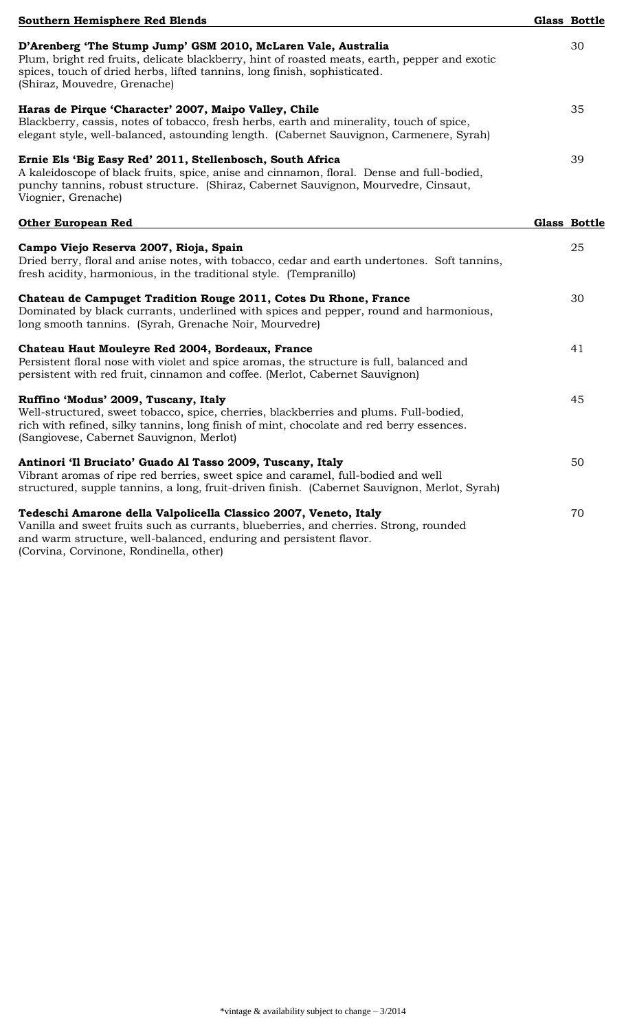| **Southern Hemisphere Red Blends** | **Glass** | **Bottle** |
|---|---|---|
| **D'Arenberg 'The Stump Jump' GSM 2010, McLaren Vale, Australia**<br>Plum, bright red fruits, delicate blackberry, hint of roasted meats, earth, pepper and exotic spices, touch of dried herbs, lifted tannins, long finish, sophisticated. (Shiraz, Mouvedre, Grenache) | | 30 |
| **Haras de Pirque 'Character' 2007, Maipo Valley, Chile**<br>Blackberry, cassis, notes of tobacco, fresh herbs, earth and minerality, touch of spice, elegant style, well-balanced, astounding length. (Cabernet Sauvignon, Carmenere, Syrah) | | 35 |
| **Ernie Els 'Big Easy Red' 2011, Stellenbosch, South Africa**<br>A kaleidoscope of black fruits, spice, anise and cinnamon, floral. Dense and full-bodied, punchy tannins, robust structure. (Shiraz, Cabernet Sauvignon, Mourvedre, Cinsaut, Viognier, Grenache) | | 39 |

| **Other European Red** | **Glass** | **Bottle** |
|---|---|---|
| **Campo Viejo Reserva 2007, Rioja, Spain**<br>Dried berry, floral and anise notes, with tobacco, cedar and earth undertones. Soft tannins, fresh acidity, harmonious, in the traditional style. (Tempranillo) | | 25 |
| **Chateau de Campuget Tradition Rouge 2011, Cotes Du Rhone, France**<br>Dominated by black currants, underlined with spices and pepper, round and harmonious, long smooth tannins. (Syrah, Grenache Noir, Mourvedre) | | 30 |
| **Chateau Haut Mouleyre Red 2004, Bordeaux, France**<br>Persistent floral nose with violet and spice aromas, the structure is full, balanced and persistent with red fruit, cinnamon and coffee. (Merlot, Cabernet Sauvignon) | | 41 |
| **Ruffino 'Modus' 2009, Tuscany, Italy**<br>Well-structured, sweet tobacco, spice, cherries, blackberries and plums. Full-bodied, rich with refined, silky tannins, long finish of mint, chocolate and red berry essences. (Sangiovese, Cabernet Sauvignon, Merlot) | | 45 |
| **Antinori 'Il Bruciato' Guado Al Tasso 2009, Tuscany, Italy**<br>Vibrant aromas of ripe red berries, sweet spice and caramel, full-bodied and well structured, supple tannins, a long, fruit-driven finish. (Cabernet Sauvignon, Merlot, Syrah) | | 50 |
| **Tedeschi Amarone della Valpolicella Classico 2007, Veneto, Italy**<br>Vanilla and sweet fruits such as currants, blueberries, and cherries. Strong, rounded and warm structure, well-balanced, enduring and persistent flavor. (Corvina, Corvinone, Rondinella, other) | | 70 |

*vintage & availability subject to change – 3/2014